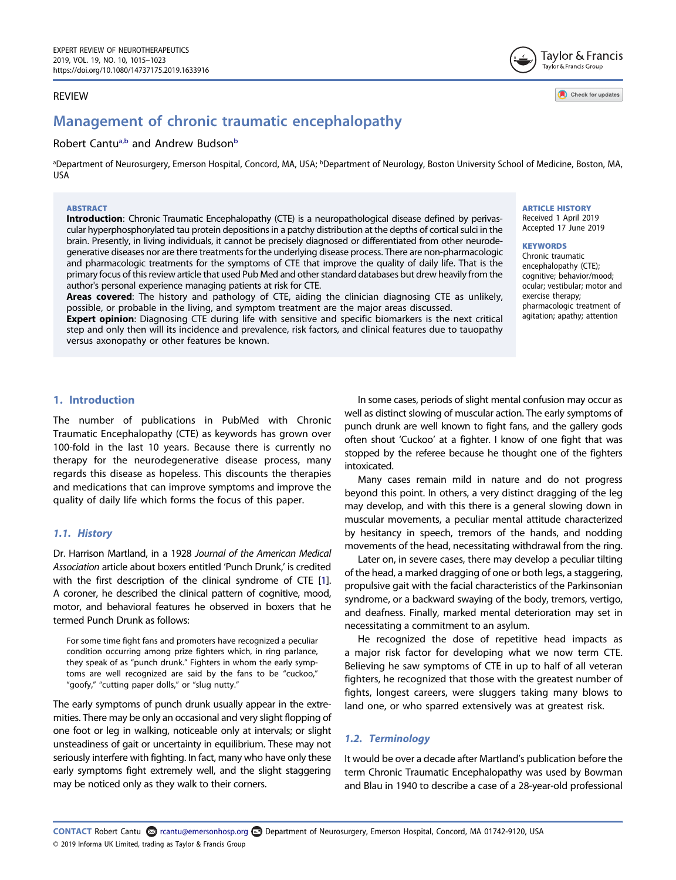REVIEW

# Management of chronic traumatic encephalopathy

Robert Cantu[a,b] and Andrew Budson[b]

[a]Department of Neurosurgery, Emerson Hospital, Concord, MA, USA; [b]Department of Neurology, Boston University School of Medicine, Boston, MA, USA

**ABSTRACT**

**Introduction**: Chronic Traumatic Encephalopathy (CTE) is a neuropathological disease defined by perivascular hyperphosphorylated tau protein depositions in a patchy distribution at the depths of cortical sulci in the brain. Presently, in living individuals, it cannot be precisely diagnosed or differentiated from other neurodegenerative diseases nor are there treatments for the underlying disease process. There are non-pharmacologic and pharmacologic treatments for the symptoms of CTE that improve the quality of daily life. That is the primary focus of this review article that used Pub Med and other standard databases but drew heavily from the author's personal experience managing patients at risk for CTE.

**Areas covered**: The history and pathology of CTE, aiding the clinician diagnosing CTE as unlikely, possible, or probable in the living, and symptom treatment are the major areas discussed.

**Expert opinion**: Diagnosing CTE during life with sensitive and specific biomarkers is the next critical step and only then will its incidence and prevalence, risk factors, and clinical features due to tauopathy versus axonopathy or other features be known.

**ARTICLE HISTORY**
Received 1 April 2019
Accepted 17 June 2019

**KEYWORDS**
Chronic traumatic encephalopathy (CTE); cognitive; behavior/mood; ocular; vestibular; motor and exercise therapy; pharmacologic treatment of agitation; apathy; attention

## 1. Introduction

The number of publications in PubMed with Chronic Traumatic Encephalopathy (CTE) as keywords has grown over 100-fold in the last 10 years. Because there is currently no therapy for the neurodegenerative disease process, many regards this disease as hopeless. This discounts the therapies and medications that can improve symptoms and improve the quality of daily life which forms the focus of this paper.

### 1.1. History

Dr. Harrison Martland, in a 1928 *Journal of the American Medical Association* article about boxers entitled 'Punch Drunk,' is credited with the first description of the clinical syndrome of CTE [1]. A coroner, he described the clinical pattern of cognitive, mood, motor, and behavioral features he observed in boxers that he termed Punch Drunk as follows:

> For some time fight fans and promoters have recognized a peculiar condition occurring among prize fighters which, in ring parlance, they speak of as "punch drunk." Fighters in whom the early symptoms are well recognized are said by the fans to be "cuckoo," "goofy," "cutting paper dolls," or "slug nutty."

The early symptoms of punch drunk usually appear in the extremities. There may be only an occasional and very slight flopping of one foot or leg in walking, noticeable only at intervals; or slight unsteadiness of gait or uncertainty in equilibrium. These may not seriously interfere with fighting. In fact, many who have only these early symptoms fight extremely well, and the slight staggering may be noticed only as they walk to their corners.

In some cases, periods of slight mental confusion may occur as well as distinct slowing of muscular action. The early symptoms of punch drunk are well known to fight fans, and the gallery gods often shout 'Cuckoo' at a fighter. I know of one fight that was stopped by the referee because he thought one of the fighters intoxicated.

Many cases remain mild in nature and do not progress beyond this point. In others, a very distinct dragging of the leg may develop, and with this there is a general slowing down in muscular movements, a peculiar mental attitude characterized by hesitancy in speech, tremors of the hands, and nodding movements of the head, necessitating withdrawal from the ring.

Later on, in severe cases, there may develop a peculiar tilting of the head, a marked dragging of one or both legs, a staggering, propulsive gait with the facial characteristics of the Parkinsonian syndrome, or a backward swaying of the body, tremors, vertigo, and deafness. Finally, marked mental deterioration may set in necessitating a commitment to an asylum.

He recognized the dose of repetitive head impacts as a major risk factor for developing what we now term CTE. Believing he saw symptoms of CTE in up to half of all veteran fighters, he recognized that those with the greatest number of fights, longest careers, were sluggers taking many blows to land one, or who sparred extensively was at greatest risk.

### 1.2. Terminology

It would be over a decade after Martland's publication before the term Chronic Traumatic Encephalopathy was used by Bowman and Blau in 1940 to describe a case of a 28-year-old professional

**CONTACT** Robert Cantu rcantu@emersonhosp.org Department of Neurosurgery, Emerson Hospital, Concord, MA 01742-9120, USA

© 2019 Informa UK Limited, trading as Taylor & Francis Group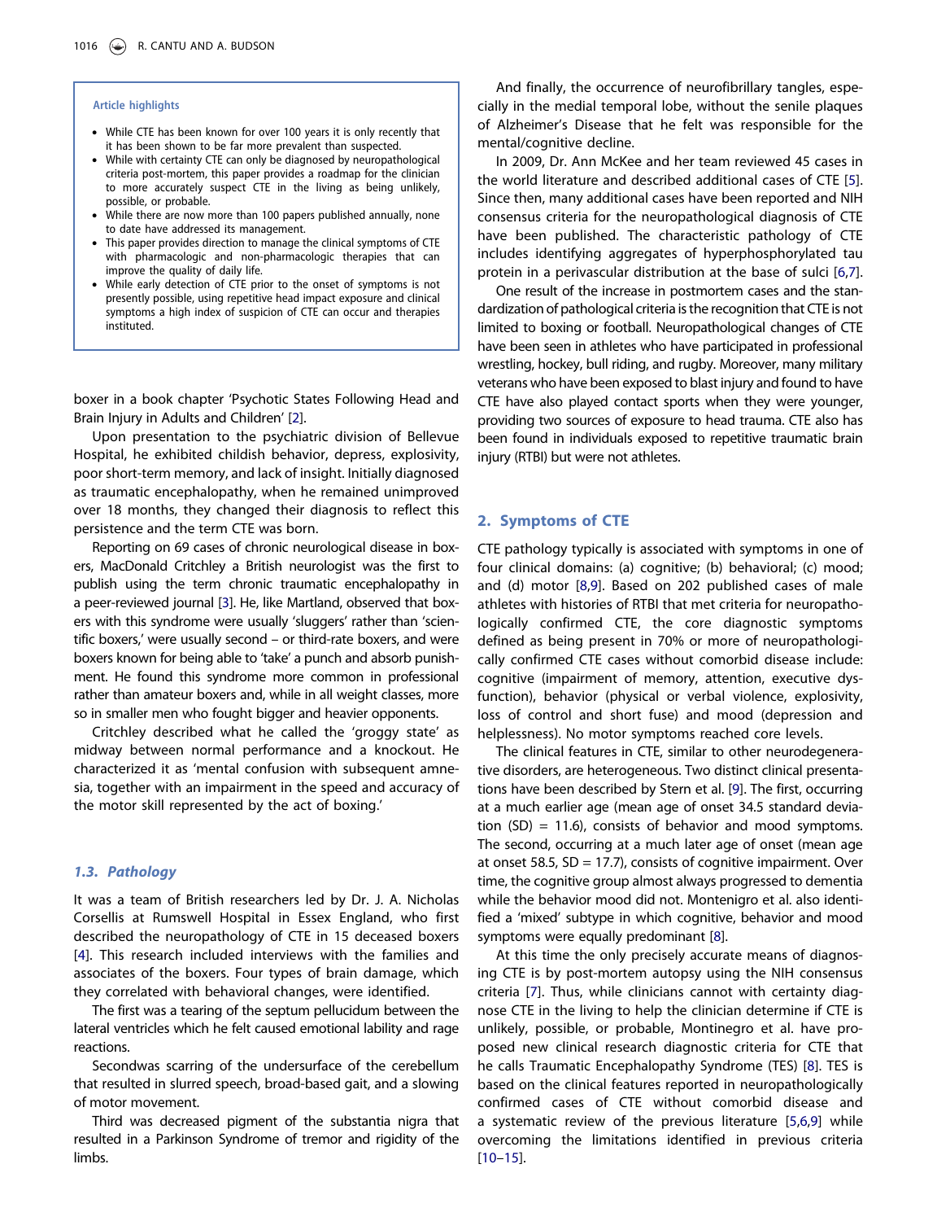**Article highlights**

- While CTE has been known for over 100 years it is only recently that it has been shown to be far more prevalent than suspected.
- While with certainty CTE can only be diagnosed by neuropathological criteria post-mortem, this paper provides a roadmap for the clinician to more accurately suspect CTE in the living as being unlikely, possible, or probable.
- While there are now more than 100 papers published annually, none to date have addressed its management.
- This paper provides direction to manage the clinical symptoms of CTE with pharmacologic and non-pharmacologic therapies that can improve the quality of daily life.
- While early detection of CTE prior to the onset of symptoms is not presently possible, using repetitive head impact exposure and clinical symptoms a high index of suspicion of CTE can occur and therapies instituted.

boxer in a book chapter 'Psychotic States Following Head and Brain Injury in Adults and Children' [2].

Upon presentation to the psychiatric division of Bellevue Hospital, he exhibited childish behavior, depress, explosivity, poor short-term memory, and lack of insight. Initially diagnosed as traumatic encephalopathy, when he remained unimproved over 18 months, they changed their diagnosis to reflect this persistence and the term CTE was born.

Reporting on 69 cases of chronic neurological disease in boxers, MacDonald Critchley a British neurologist was the first to publish using the term chronic traumatic encephalopathy in a peer-reviewed journal [3]. He, like Martland, observed that boxers with this syndrome were usually 'sluggers' rather than 'scientific boxers,' were usually second – or third-rate boxers, and were boxers known for being able to 'take' a punch and absorb punishment. He found this syndrome more common in professional rather than amateur boxers and, while in all weight classes, more so in smaller men who fought bigger and heavier opponents.

Critchley described what he called the 'groggy state' as midway between normal performance and a knockout. He characterized it as 'mental confusion with subsequent amnesia, together with an impairment in the speed and accuracy of the motor skill represented by the act of boxing.'

### *1.3. Pathology*

It was a team of British researchers led by Dr. J. A. Nicholas Corsellis at Rumswell Hospital in Essex England, who first described the neuropathology of CTE in 15 deceased boxers [4]. This research included interviews with the families and associates of the boxers. Four types of brain damage, which they correlated with behavioral changes, were identified.

The first was a tearing of the septum pellucidum between the lateral ventricles which he felt caused emotional lability and rage reactions.

Secondwas scarring of the undersurface of the cerebellum that resulted in slurred speech, broad-based gait, and a slowing of motor movement.

Third was decreased pigment of the substantia nigra that resulted in a Parkinson Syndrome of tremor and rigidity of the limbs.

And finally, the occurrence of neurofibrillary tangles, especially in the medial temporal lobe, without the senile plaques of Alzheimer's Disease that he felt was responsible for the mental/cognitive decline.

In 2009, Dr. Ann McKee and her team reviewed 45 cases in the world literature and described additional cases of CTE [5]. Since then, many additional cases have been reported and NIH consensus criteria for the neuropathological diagnosis of CTE have been published. The characteristic pathology of CTE includes identifying aggregates of hyperphosphorylated tau protein in a perivascular distribution at the base of sulci [6,7].

One result of the increase in postmortem cases and the standardization of pathological criteria is the recognition that CTE is not limited to boxing or football. Neuropathological changes of CTE have been seen in athletes who have participated in professional wrestling, hockey, bull riding, and rugby. Moreover, many military veterans who have been exposed to blast injury and found to have CTE have also played contact sports when they were younger, providing two sources of exposure to head trauma. CTE also has been found in individuals exposed to repetitive traumatic brain injury (RTBI) but were not athletes.

## 2. Symptoms of CTE

CTE pathology typically is associated with symptoms in one of four clinical domains: (a) cognitive; (b) behavioral; (c) mood; and (d) motor [8,9]. Based on 202 published cases of male athletes with histories of RTBI that met criteria for neuropathologically confirmed CTE, the core diagnostic symptoms defined as being present in 70% or more of neuropathologically confirmed CTE cases without comorbid disease include: cognitive (impairment of memory, attention, executive dysfunction), behavior (physical or verbal violence, explosivity, loss of control and short fuse) and mood (depression and helplessness). No motor symptoms reached core levels.

The clinical features in CTE, similar to other neurodegenerative disorders, are heterogeneous. Two distinct clinical presentations have been described by Stern et al. [9]. The first, occurring at a much earlier age (mean age of onset 34.5 standard deviation (SD) = 11.6), consists of behavior and mood symptoms. The second, occurring at a much later age of onset (mean age at onset 58.5, SD = 17.7), consists of cognitive impairment. Over time, the cognitive group almost always progressed to dementia while the behavior mood did not. Montenigro et al. also identified a 'mixed' subtype in which cognitive, behavior and mood symptoms were equally predominant [8].

At this time the only precisely accurate means of diagnosing CTE is by post-mortem autopsy using the NIH consensus criteria [7]. Thus, while clinicians cannot with certainty diagnose CTE in the living to help the clinician determine if CTE is unlikely, possible, or probable, Montinegro et al. have proposed new clinical research diagnostic criteria for CTE that he calls Traumatic Encephalopathy Syndrome (TES) [8]. TES is based on the clinical features reported in neuropathologically confirmed cases of CTE without comorbid disease and a systematic review of the previous literature [5,6,9] while overcoming the limitations identified in previous criteria [10–15].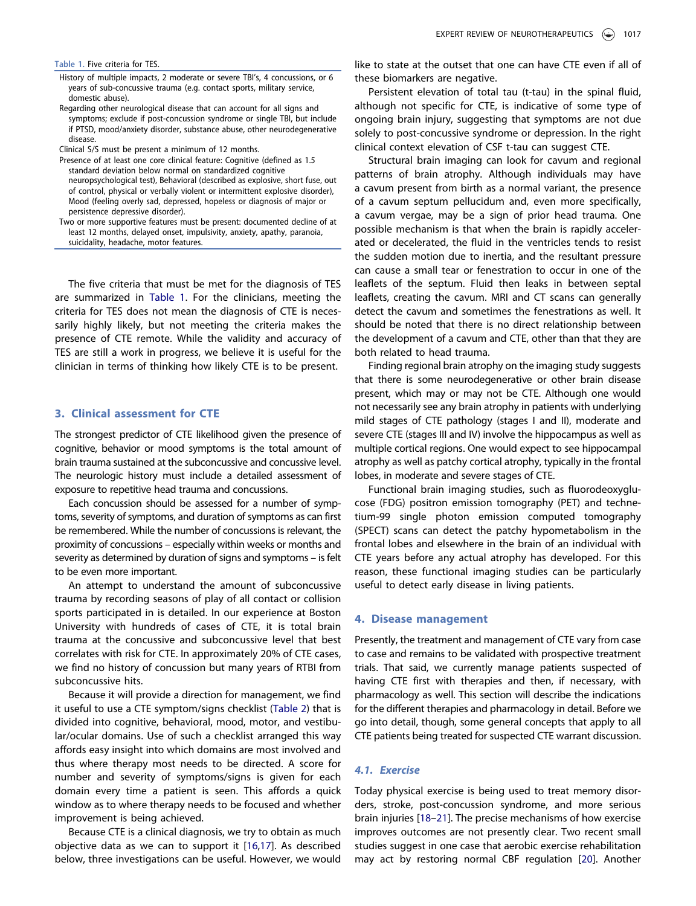**Table 1.** Five criteria for TES.

| |
|---|
| History of multiple impacts, 2 moderate or severe TBI's, 4 concussions, or 6 years of sub-concussive trauma (e.g. contact sports, military service, domestic abuse). |
| Regarding other neurological disease that can account for all signs and symptoms; exclude if post-concussion syndrome or single TBI, but include if PTSD, mood/anxiety disorder, substance abuse, other neurodegenerative disease. |
| Clinical S/S must be present a minimum of 12 months. |
| Presence of at least one core clinical feature: Cognitive (defined as 1.5 standard deviation below normal on standardized cognitive neuropsychological test), Behavioral (described as explosive, short fuse, out of control, physical or verbally violent or intermittent explosive disorder), Mood (feeling overly sad, depressed, hopeless or diagnosis of major or persistence depressive disorder). |
| Two or more supportive features must be present: documented decline of at least 12 months, delayed onset, impulsivity, anxiety, apathy, paranoia, suicidality, headache, motor features. |

The five criteria that must be met for the diagnosis of TES are summarized in Table 1. For the clinicians, meeting the criteria for TES does not mean the diagnosis of CTE is necessarily highly likely, but not meeting the criteria makes the presence of CTE remote. While the validity and accuracy of TES are still a work in progress, we believe it is useful for the clinician in terms of thinking how likely CTE is to be present.

## 3. Clinical assessment for CTE

The strongest predictor of CTE likelihood given the presence of cognitive, behavior or mood symptoms is the total amount of brain trauma sustained at the subconcussive and concussive level. The neurologic history must include a detailed assessment of exposure to repetitive head trauma and concussions.

Each concussion should be assessed for a number of symptoms, severity of symptoms, and duration of symptoms as can first be remembered. While the number of concussions is relevant, the proximity of concussions – especially within weeks or months and severity as determined by duration of signs and symptoms – is felt to be even more important.

An attempt to understand the amount of subconcussive trauma by recording seasons of play of all contact or collision sports participated in is detailed. In our experience at Boston University with hundreds of cases of CTE, it is total brain trauma at the concussive and subconcussive level that best correlates with risk for CTE. In approximately 20% of CTE cases, we find no history of concussion but many years of RTBI from subconcussive hits.

Because it will provide a direction for management, we find it useful to use a CTE symptom/signs checklist (Table 2) that is divided into cognitive, behavioral, mood, motor, and vestibular/ocular domains. Use of such a checklist arranged this way affords easy insight into which domains are most involved and thus where therapy most needs to be directed. A score for number and severity of symptoms/signs is given for each domain every time a patient is seen. This affords a quick window as to where therapy needs to be focused and whether improvement is being achieved.

Because CTE is a clinical diagnosis, we try to obtain as much objective data as we can to support it [16,17]. As described below, three investigations can be useful. However, we would like to state at the outset that one can have CTE even if all of these biomarkers are negative.

Persistent elevation of total tau (t-tau) in the spinal fluid, although not specific for CTE, is indicative of some type of ongoing brain injury, suggesting that symptoms are not due solely to post-concussive syndrome or depression. In the right clinical context elevation of CSF t-tau can suggest CTE.

Structural brain imaging can look for cavum and regional patterns of brain atrophy. Although individuals may have a cavum present from birth as a normal variant, the presence of a cavum septum pellucidum and, even more specifically, a cavum vergae, may be a sign of prior head trauma. One possible mechanism is that when the brain is rapidly accelerated or decelerated, the fluid in the ventricles tends to resist the sudden motion due to inertia, and the resultant pressure can cause a small tear or fenestration to occur in one of the leaflets of the septum. Fluid then leaks in between septal leaflets, creating the cavum. MRI and CT scans can generally detect the cavum and sometimes the fenestrations as well. It should be noted that there is no direct relationship between the development of a cavum and CTE, other than that they are both related to head trauma.

Finding regional brain atrophy on the imaging study suggests that there is some neurodegenerative or other brain disease present, which may or may not be CTE. Although one would not necessarily see any brain atrophy in patients with underlying mild stages of CTE pathology (stages I and II), moderate and severe CTE (stages III and IV) involve the hippocampus as well as multiple cortical regions. One would expect to see hippocampal atrophy as well as patchy cortical atrophy, typically in the frontal lobes, in moderate and severe stages of CTE.

Functional brain imaging studies, such as fluorodeoxyglucose (FDG) positron emission tomography (PET) and technetium-99 single photon emission computed tomography (SPECT) scans can detect the patchy hypometabolism in the frontal lobes and elsewhere in the brain of an individual with CTE years before any actual atrophy has developed. For this reason, these functional imaging studies can be particularly useful to detect early disease in living patients.

## 4. Disease management

Presently, the treatment and management of CTE vary from case to case and remains to be validated with prospective treatment trials. That said, we currently manage patients suspected of having CTE first with therapies and then, if necessary, with pharmacology as well. This section will describe the indications for the different therapies and pharmacology in detail. Before we go into detail, though, some general concepts that apply to all CTE patients being treated for suspected CTE warrant discussion.

### 4.1. Exercise

Today physical exercise is being used to treat memory disorders, stroke, post-concussion syndrome, and more serious brain injuries [18–21]. The precise mechanisms of how exercise improves outcomes are not presently clear. Two recent small studies suggest in one case that aerobic exercise rehabilitation may act by restoring normal CBF regulation [20]. Another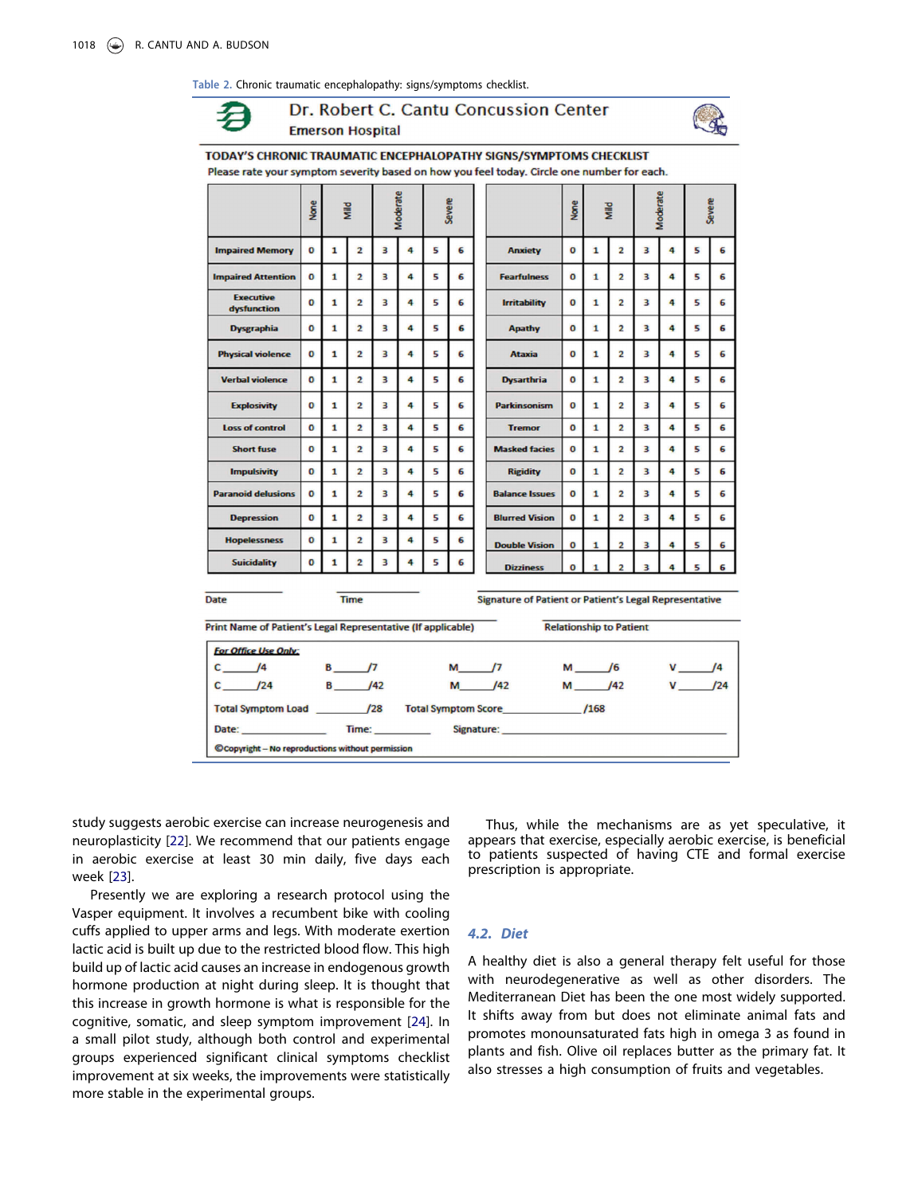Table 2. Chronic traumatic encephalopathy: signs/symptoms checklist.

**Dr. Robert C. Cantu Concussion Center**
**Emerson Hospital**

**TODAY'S CHRONIC TRAUMATIC ENCEPHALOPATHY SIGNS/SYMPTOMS CHECKLIST**
Please rate your symptom severity based on how you feel today. Circle one number for each.

| | None | Mild | | Moderate | | Severe | | | None | Mild | | Moderate | | Severe | |
|---|---|---|---|---|---|---|---|---|---|---|---|---|---|---|---|
| **Impaired Memory** | 0 | 1 | 2 | 3 | 4 | 5 | 6 | **Anxiety** | 0 | 1 | 2 | 3 | 4 | 5 | 6 |
| **Impaired Attention** | 0 | 1 | 2 | 3 | 4 | 5 | 6 | **Fearfulness** | 0 | 1 | 2 | 3 | 4 | 5 | 6 |
| **Executive dysfunction** | 0 | 1 | 2 | 3 | 4 | 5 | 6 | **Irritability** | 0 | 1 | 2 | 3 | 4 | 5 | 6 |
| **Dysgraphia** | 0 | 1 | 2 | 3 | 4 | 5 | 6 | **Apathy** | 0 | 1 | 2 | 3 | 4 | 5 | 6 |
| **Physical violence** | 0 | 1 | 2 | 3 | 4 | 5 | 6 | **Ataxia** | 0 | 1 | 2 | 3 | 4 | 5 | 6 |
| **Verbal violence** | 0 | 1 | 2 | 3 | 4 | 5 | 6 | **Dysarthria** | 0 | 1 | 2 | 3 | 4 | 5 | 6 |
| **Explosivity** | 0 | 1 | 2 | 3 | 4 | 5 | 6 | **Parkinsonism** | 0 | 1 | 2 | 3 | 4 | 5 | 6 |
| **Loss of control** | 0 | 1 | 2 | 3 | 4 | 5 | 6 | **Tremor** | 0 | 1 | 2 | 3 | 4 | 5 | 6 |
| **Short fuse** | 0 | 1 | 2 | 3 | 4 | 5 | 6 | **Masked facies** | 0 | 1 | 2 | 3 | 4 | 5 | 6 |
| **Impulsivity** | 0 | 1 | 2 | 3 | 4 | 5 | 6 | **Rigidity** | 0 | 1 | 2 | 3 | 4 | 5 | 6 |
| **Paranoid delusions** | 0 | 1 | 2 | 3 | 4 | 5 | 6 | **Balance Issues** | 0 | 1 | 2 | 3 | 4 | 5 | 6 |
| **Depression** | 0 | 1 | 2 | 3 | 4 | 5 | 6 | **Blurred Vision** | 0 | 1 | 2 | 3 | 4 | 5 | 6 |
| **Hopelessness** | 0 | 1 | 2 | 3 | 4 | 5 | 6 | **Double Vision** | 0 | 1 | 2 | 3 | 4 | 5 | 6 |
| **Suicidality** | 0 | 1 | 2 | 3 | 4 | 5 | 6 | **Dizziness** | 0 | 1 | 2 | 3 | 4 | 5 | 6 |

Date ________ Time ________ Signature of Patient or Patient's Legal Representative

Print Name of Patient's Legal Representative (If applicable) Relationship to Patient

*For Office Use Only:*

C____/4 B____/7 M____/7 M____/6 V____/4

C____/24 B____/42 M____/42 M____/42 V____/24

Total Symptom Load ______/28 Total Symptom Score ______/168

Date: ________ Time: ________ Signature: ________

©Copyright – No reproductions without permission

study suggests aerobic exercise can increase neurogenesis and neuroplasticity [22]. We recommend that our patients engage in aerobic exercise at least 30 min daily, five days each week [23].

Presently we are exploring a research protocol using the Vasper equipment. It involves a recumbent bike with cooling cuffs applied to upper arms and legs. With moderate exertion lactic acid is built up due to the restricted blood flow. This high build up of lactic acid causes an increase in endogenous growth hormone production at night during sleep. It is thought that this increase in growth hormone is what is responsible for the cognitive, somatic, and sleep symptom improvement [24]. In a small pilot study, although both control and experimental groups experienced significant clinical symptoms checklist improvement at six weeks, the improvements were statistically more stable in the experimental groups.

Thus, while the mechanisms are as yet speculative, it appears that exercise, especially aerobic exercise, is beneficial to patients suspected of having CTE and formal exercise prescription is appropriate.

### 4.2. Diet

A healthy diet is also a general therapy felt useful for those with neurodegenerative as well as other disorders. The Mediterranean Diet has been the one most widely supported. It shifts away from but does not eliminate animal fats and promotes monounsaturated fats high in omega 3 as found in plants and fish. Olive oil replaces butter as the primary fat. It also stresses a high consumption of fruits and vegetables.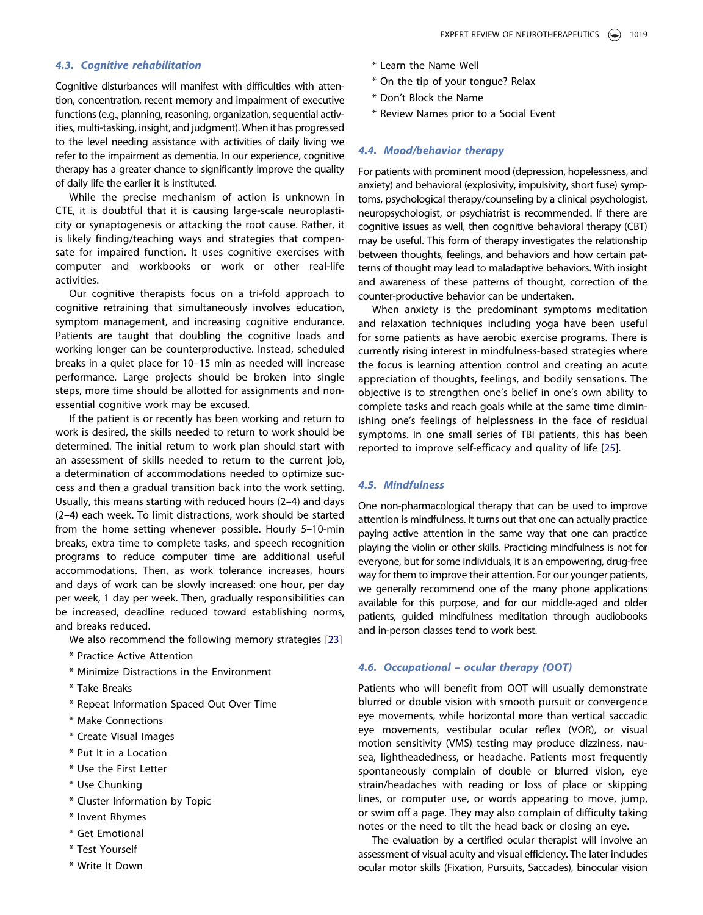### 4.3. Cognitive rehabilitation

Cognitive disturbances will manifest with difficulties with attention, concentration, recent memory and impairment of executive functions (e.g., planning, reasoning, organization, sequential activities, multi-tasking, insight, and judgment). When it has progressed to the level needing assistance with activities of daily living we refer to the impairment as dementia. In our experience, cognitive therapy has a greater chance to significantly improve the quality of daily life the earlier it is instituted.

While the precise mechanism of action is unknown in CTE, it is doubtful that it is causing large-scale neuroplasticity or synaptogenesis or attacking the root cause. Rather, it is likely finding/teaching ways and strategies that compensate for impaired function. It uses cognitive exercises with computer and workbooks or work or other real-life activities.

Our cognitive therapists focus on a tri-fold approach to cognitive retraining that simultaneously involves education, symptom management, and increasing cognitive endurance. Patients are taught that doubling the cognitive loads and working longer can be counterproductive. Instead, scheduled breaks in a quiet place for 10–15 min as needed will increase performance. Large projects should be broken into single steps, more time should be allotted for assignments and non-essential cognitive work may be excused.

If the patient is or recently has been working and return to work is desired, the skills needed to return to work should be determined. The initial return to work plan should start with an assessment of skills needed to return to the current job, a determination of accommodations needed to optimize success and then a gradual transition back into the work setting. Usually, this means starting with reduced hours (2–4) and days (2–4) each week. To limit distractions, work should be started from the home setting whenever possible. Hourly 5–10-min breaks, extra time to complete tasks, and speech recognition programs to reduce computer time are additional useful accommodations. Then, as work tolerance increases, hours and days of work can be slowly increased: one hour, per day per week, 1 day per week. Then, gradually responsibilities can be increased, deadline reduced toward establishing norms, and breaks reduced.

We also recommend the following memory strategies [23]

* Practice Active Attention
* Minimize Distractions in the Environment
* Take Breaks
* Repeat Information Spaced Out Over Time
* Make Connections
* Create Visual Images
* Put It in a Location
* Use the First Letter
* Use Chunking
* Cluster Information by Topic
* Invent Rhymes
* Get Emotional
* Test Yourself
* Write It Down
* Learn the Name Well
* On the tip of your tongue? Relax
* Don't Block the Name
* Review Names prior to a Social Event

### 4.4. Mood/behavior therapy

For patients with prominent mood (depression, hopelessness, and anxiety) and behavioral (explosivity, impulsivity, short fuse) symptoms, psychological therapy/counseling by a clinical psychologist, neuropsychologist, or psychiatrist is recommended. If there are cognitive issues as well, then cognitive behavioral therapy (CBT) may be useful. This form of therapy investigates the relationship between thoughts, feelings, and behaviors and how certain patterns of thought may lead to maladaptive behaviors. With insight and awareness of these patterns of thought, correction of the counter-productive behavior can be undertaken.

When anxiety is the predominant symptoms meditation and relaxation techniques including yoga have been useful for some patients as have aerobic exercise programs. There is currently rising interest in mindfulness-based strategies where the focus is learning attention control and creating an acute appreciation of thoughts, feelings, and bodily sensations. The objective is to strengthen one's belief in one's own ability to complete tasks and reach goals while at the same time diminishing one's feelings of helplessness in the face of residual symptoms. In one small series of TBI patients, this has been reported to improve self-efficacy and quality of life [25].

### 4.5. Mindfulness

One non-pharmacological therapy that can be used to improve attention is mindfulness. It turns out that one can actually practice paying active attention in the same way that one can practice playing the violin or other skills. Practicing mindfulness is not for everyone, but for some individuals, it is an empowering, drug-free way for them to improve their attention. For our younger patients, we generally recommend one of the many phone applications available for this purpose, and for our middle-aged and older patients, guided mindfulness meditation through audiobooks and in-person classes tend to work best.

### 4.6. Occupational – ocular therapy (OOT)

Patients who will benefit from OOT will usually demonstrate blurred or double vision with smooth pursuit or convergence eye movements, while horizontal more than vertical saccadic eye movements, vestibular ocular reflex (VOR), or visual motion sensitivity (VMS) testing may produce dizziness, nausea, lightheadedness, or headache. Patients most frequently spontaneously complain of double or blurred vision, eye strain/headaches with reading or loss of place or skipping lines, or computer use, or words appearing to move, jump, or swim off a page. They may also complain of difficulty taking notes or the need to tilt the head back or closing an eye.

The evaluation by a certified ocular therapist will involve an assessment of visual acuity and visual efficiency. The later includes ocular motor skills (Fixation, Pursuits, Saccades), binocular vision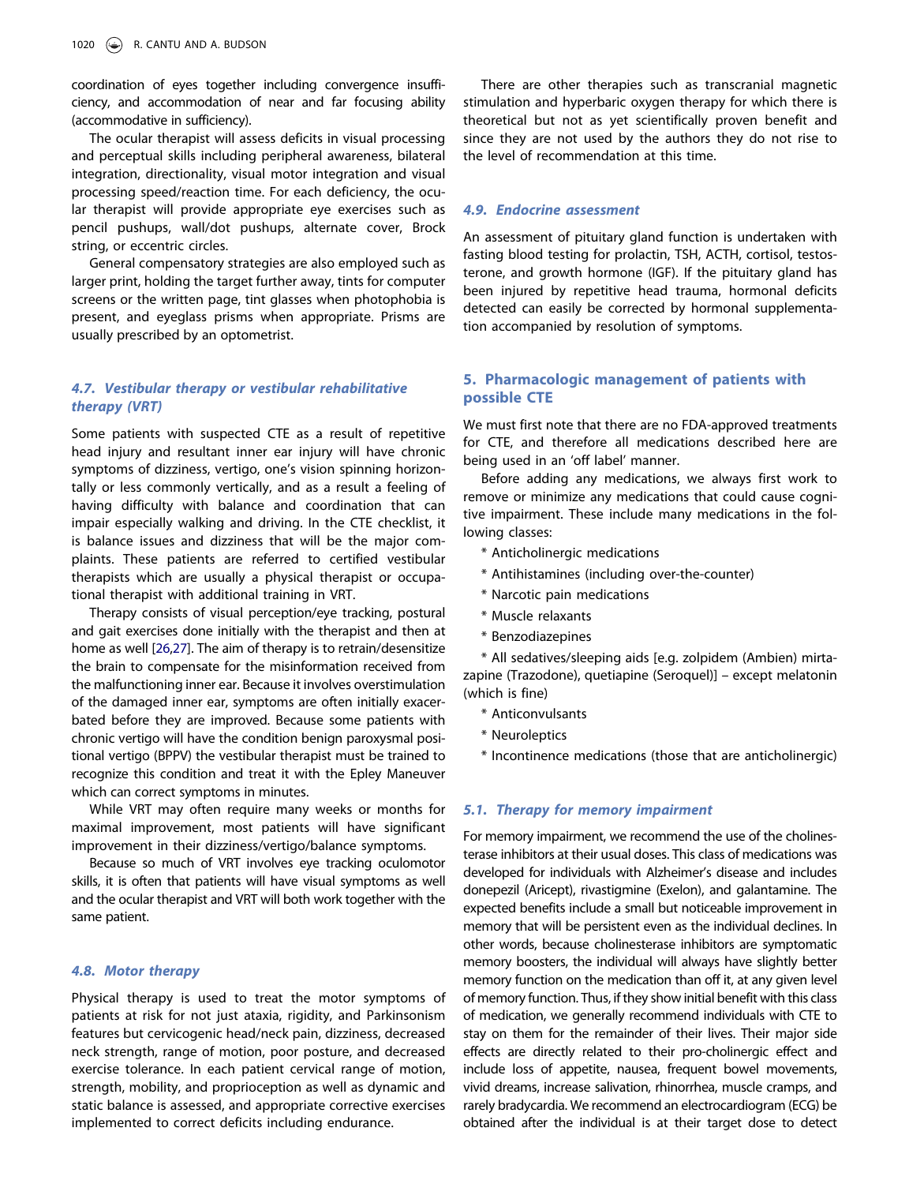coordination of eyes together including convergence insufficiency, and accommodation of near and far focusing ability (accommodative in sufficiency).

The ocular therapist will assess deficits in visual processing and perceptual skills including peripheral awareness, bilateral integration, directionality, visual motor integration and visual processing speed/reaction time. For each deficiency, the ocular therapist will provide appropriate eye exercises such as pencil pushups, wall/dot pushups, alternate cover, Brock string, or eccentric circles.

General compensatory strategies are also employed such as larger print, holding the target further away, tints for computer screens or the written page, tint glasses when photophobia is present, and eyeglass prisms when appropriate. Prisms are usually prescribed by an optometrist.

### *4.7. Vestibular therapy or vestibular rehabilitative therapy (VRT)*

Some patients with suspected CTE as a result of repetitive head injury and resultant inner ear injury will have chronic symptoms of dizziness, vertigo, one's vision spinning horizontally or less commonly vertically, and as a result a feeling of having difficulty with balance and coordination that can impair especially walking and driving. In the CTE checklist, it is balance issues and dizziness that will be the major complaints. These patients are referred to certified vestibular therapists which are usually a physical therapist or occupational therapist with additional training in VRT.

Therapy consists of visual perception/eye tracking, postural and gait exercises done initially with the therapist and then at home as well [26,27]. The aim of therapy is to retrain/desensitize the brain to compensate for the misinformation received from the malfunctioning inner ear. Because it involves overstimulation of the damaged inner ear, symptoms are often initially exacerbated before they are improved. Because some patients with chronic vertigo will have the condition benign paroxysmal positional vertigo (BPPV) the vestibular therapist must be trained to recognize this condition and treat it with the Epley Maneuver which can correct symptoms in minutes.

While VRT may often require many weeks or months for maximal improvement, most patients will have significant improvement in their dizziness/vertigo/balance symptoms.

Because so much of VRT involves eye tracking oculomotor skills, it is often that patients will have visual symptoms as well and the ocular therapist and VRT will both work together with the same patient.

### *4.8. Motor therapy*

Physical therapy is used to treat the motor symptoms of patients at risk for not just ataxia, rigidity, and Parkinsonism features but cervicogenic head/neck pain, dizziness, decreased neck strength, range of motion, poor posture, and decreased exercise tolerance. In each patient cervical range of motion, strength, mobility, and proprioception as well as dynamic and static balance is assessed, and appropriate corrective exercises implemented to correct deficits including endurance.

There are other therapies such as transcranial magnetic stimulation and hyperbaric oxygen therapy for which there is theoretical but not as yet scientifically proven benefit and since they are not used by the authors they do not rise to the level of recommendation at this time.

### *4.9. Endocrine assessment*

An assessment of pituitary gland function is undertaken with fasting blood testing for prolactin, TSH, ACTH, cortisol, testosterone, and growth hormone (IGF). If the pituitary gland has been injured by repetitive head trauma, hormonal deficits detected can easily be corrected by hormonal supplementation accompanied by resolution of symptoms.

## 5. Pharmacologic management of patients with possible CTE

We must first note that there are no FDA-approved treatments for CTE, and therefore all medications described here are being used in an 'off label' manner.

Before adding any medications, we always first work to remove or minimize any medications that could cause cognitive impairment. These include many medications in the following classes:

* Anticholinergic medications
* Antihistamines (including over-the-counter)
* Narcotic pain medications
* Muscle relaxants
* Benzodiazepines
* All sedatives/sleeping aids [e.g. zolpidem (Ambien) mirtazapine (Trazodone), quetiapine (Seroquel)] – except melatonin (which is fine)
* Anticonvulsants
* Neuroleptics
* Incontinence medications (those that are anticholinergic)

### *5.1. Therapy for memory impairment*

For memory impairment, we recommend the use of the cholinesterase inhibitors at their usual doses. This class of medications was developed for individuals with Alzheimer's disease and includes donepezil (Aricept), rivastigmine (Exelon), and galantamine. The expected benefits include a small but noticeable improvement in memory that will be persistent even as the individual declines. In other words, because cholinesterase inhibitors are symptomatic memory boosters, the individual will always have slightly better memory function on the medication than off it, at any given level of memory function. Thus, if they show initial benefit with this class of medication, we generally recommend individuals with CTE to stay on them for the remainder of their lives. Their major side effects are directly related to their pro-cholinergic effect and include loss of appetite, nausea, frequent bowel movements, vivid dreams, increase salivation, rhinorrhea, muscle cramps, and rarely bradycardia. We recommend an electrocardiogram (ECG) be obtained after the individual is at their target dose to detect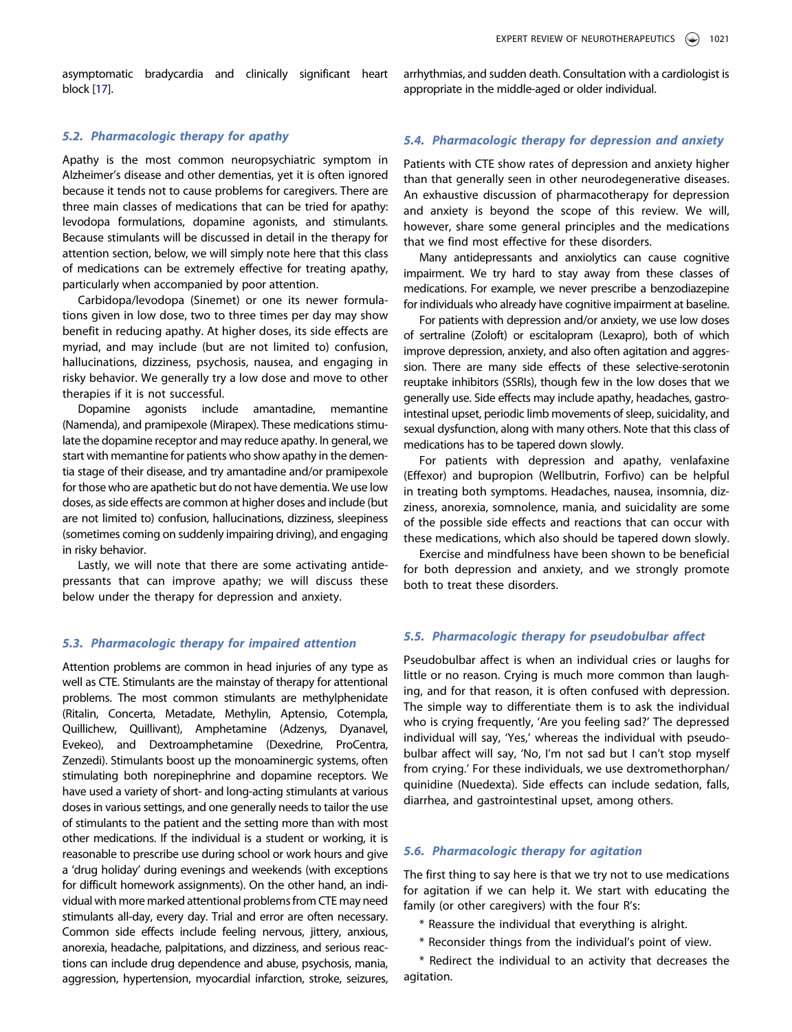asymptomatic bradycardia and clinically significant heart block [17].

### 5.2. Pharmacologic therapy for apathy

Apathy is the most common neuropsychiatric symptom in Alzheimer's disease and other dementias, yet it is often ignored because it tends not to cause problems for caregivers. There are three main classes of medications that can be tried for apathy: levodopa formulations, dopamine agonists, and stimulants. Because stimulants will be discussed in detail in the therapy for attention section, below, we will simply note here that this class of medications can be extremely effective for treating apathy, particularly when accompanied by poor attention.

Carbidopa/levodopa (Sinemet) or one its newer formulations given in low dose, two to three times per day may show benefit in reducing apathy. At higher doses, its side effects are myriad, and may include (but are not limited to) confusion, hallucinations, dizziness, psychosis, nausea, and engaging in risky behavior. We generally try a low dose and move to other therapies if it is not successful.

Dopamine agonists include amantadine, memantine (Namenda), and pramipexole (Mirapex). These medications stimulate the dopamine receptor and may reduce apathy. In general, we start with memantine for patients who show apathy in the dementia stage of their disease, and try amantadine and/or pramipexole for those who are apathetic but do not have dementia. We use low doses, as side effects are common at higher doses and include (but are not limited to) confusion, hallucinations, dizziness, sleepiness (sometimes coming on suddenly impairing driving), and engaging in risky behavior.

Lastly, we will note that there are some activating antidepressants that can improve apathy; we will discuss these below under the therapy for depression and anxiety.

### 5.3. Pharmacologic therapy for impaired attention

Attention problems are common in head injuries of any type as well as CTE. Stimulants are the mainstay of therapy for attentional problems. The most common stimulants are methylphenidate (Ritalin, Concerta, Metadate, Methylin, Aptensio, Cotempla, Quillichew, Quillivant), Amphetamine (Adzenys, Dyanavel, Evekeo), and Dextroamphetamine (Dexedrine, ProCentra, Zenzedi). Stimulants boost up the monoaminergic systems, often stimulating both norepinephrine and dopamine receptors. We have used a variety of short- and long-acting stimulants at various doses in various settings, and one generally needs to tailor the use of stimulants to the patient and the setting more than with most other medications. If the individual is a student or working, it is reasonable to prescribe use during school or work hours and give a 'drug holiday' during evenings and weekends (with exceptions for difficult homework assignments). On the other hand, an individual with more marked attentional problems from CTE may need stimulants all-day, every day. Trial and error are often necessary. Common side effects include feeling nervous, jittery, anxious, anorexia, headache, palpitations, and dizziness, and serious reactions can include drug dependence and abuse, psychosis, mania, aggression, hypertension, myocardial infarction, stroke, seizures, arrhythmias, and sudden death. Consultation with a cardiologist is appropriate in the middle-aged or older individual.

### 5.4. Pharmacologic therapy for depression and anxiety

Patients with CTE show rates of depression and anxiety higher than that generally seen in other neurodegenerative diseases. An exhaustive discussion of pharmacotherapy for depression and anxiety is beyond the scope of this review. We will, however, share some general principles and the medications that we find most effective for these disorders.

Many antidepressants and anxiolytics can cause cognitive impairment. We try hard to stay away from these classes of medications. For example, we never prescribe a benzodiazepine for individuals who already have cognitive impairment at baseline.

For patients with depression and/or anxiety, we use low doses of sertraline (Zoloft) or escitalopram (Lexapro), both of which improve depression, anxiety, and also often agitation and aggression. There are many side effects of these selective-serotonin reuptake inhibitors (SSRIs), though few in the low doses that we generally use. Side effects may include apathy, headaches, gastrointestinal upset, periodic limb movements of sleep, suicidality, and sexual dysfunction, along with many others. Note that this class of medications has to be tapered down slowly.

For patients with depression and apathy, venlafaxine (Effexor) and bupropion (Wellbutrin, Forfivo) can be helpful in treating both symptoms. Headaches, nausea, insomnia, dizziness, anorexia, somnolence, mania, and suicidality are some of the possible side effects and reactions that can occur with these medications, which also should be tapered down slowly.

Exercise and mindfulness have been shown to be beneficial for both depression and anxiety, and we strongly promote both to treat these disorders.

### 5.5. Pharmacologic therapy for pseudobulbar affect

Pseudobulbar affect is when an individual cries or laughs for little or no reason. Crying is much more common than laughing, and for that reason, it is often confused with depression. The simple way to differentiate them is to ask the individual who is crying frequently, 'Are you feeling sad?' The depressed individual will say, 'Yes,' whereas the individual with pseudobulbar affect will say, 'No, I'm not sad but I can't stop myself from crying.' For these individuals, we use dextromethorphan/quinidine (Nuedexta). Side effects can include sedation, falls, diarrhea, and gastrointestinal upset, among others.

### 5.6. Pharmacologic therapy for agitation

The first thing to say here is that we try not to use medications for agitation if we can help it. We start with educating the family (or other caregivers) with the four R's:

* Reassure the individual that everything is alright.

* Reconsider things from the individual's point of view.

* Redirect the individual to an activity that decreases the agitation.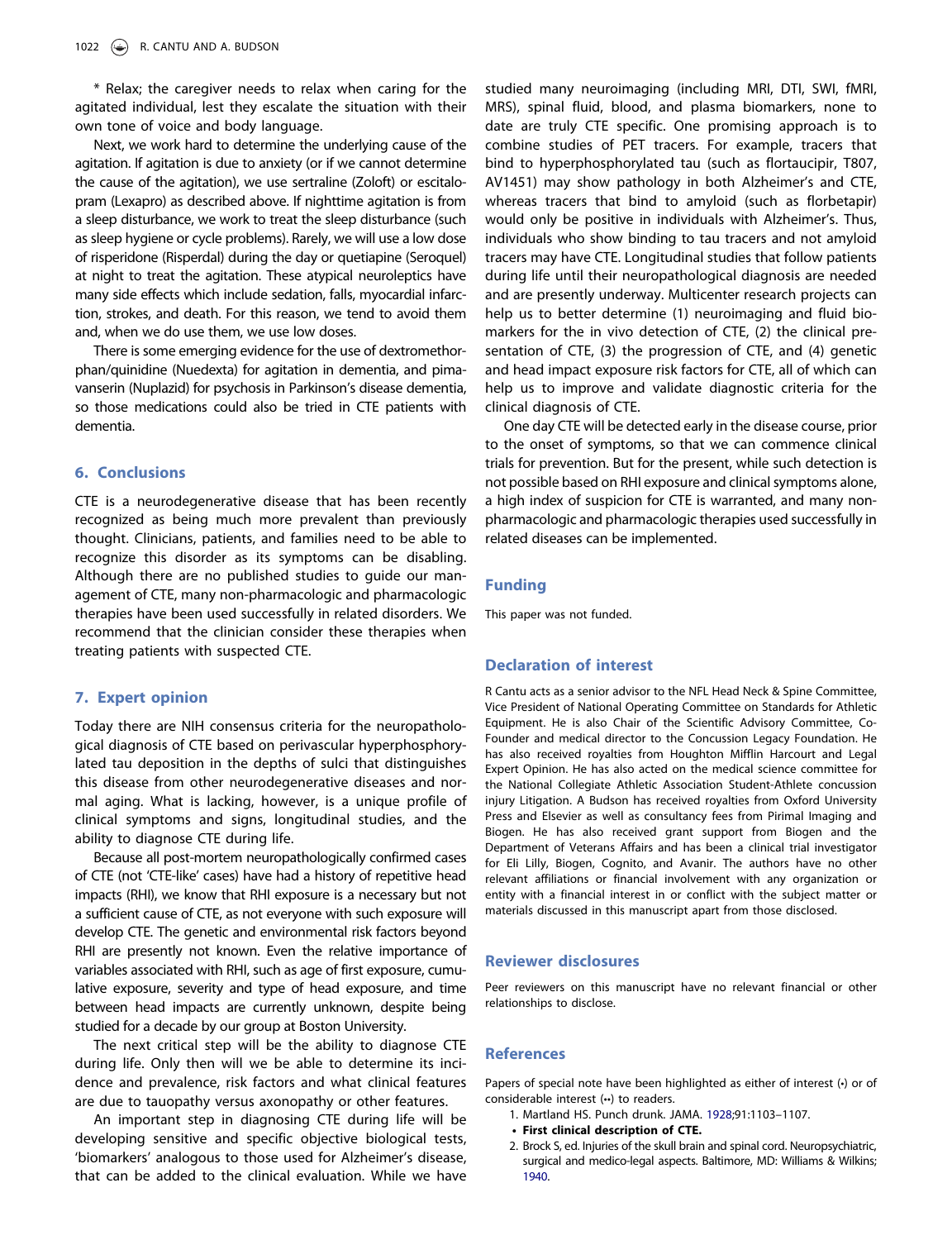* Relax; the caregiver needs to relax when caring for the agitated individual, lest they escalate the situation with their own tone of voice and body language.

Next, we work hard to determine the underlying cause of the agitation. If agitation is due to anxiety (or if we cannot determine the cause of the agitation), we use sertraline (Zoloft) or escitalopram (Lexapro) as described above. If nighttime agitation is from a sleep disturbance, we work to treat the sleep disturbance (such as sleep hygiene or cycle problems). Rarely, we will use a low dose of risperidone (Risperdal) during the day or quetiapine (Seroquel) at night to treat the agitation. These atypical neuroleptics have many side effects which include sedation, falls, myocardial infarction, strokes, and death. For this reason, we tend to avoid them and, when we do use them, we use low doses.

There is some emerging evidence for the use of dextromethorphan/quinidine (Nuedexta) for agitation in dementia, and pimavanserin (Nuplazid) for psychosis in Parkinson's disease dementia, so those medications could also be tried in CTE patients with dementia.

## 6. Conclusions

CTE is a neurodegenerative disease that has been recently recognized as being much more prevalent than previously thought. Clinicians, patients, and families need to be able to recognize this disorder as its symptoms can be disabling. Although there are no published studies to guide our management of CTE, many non-pharmacologic and pharmacologic therapies have been used successfully in related disorders. We recommend that the clinician consider these therapies when treating patients with suspected CTE.

## 7. Expert opinion

Today there are NIH consensus criteria for the neuropathological diagnosis of CTE based on perivascular hyperphosphorylated tau deposition in the depths of sulci that distinguishes this disease from other neurodegenerative diseases and normal aging. What is lacking, however, is a unique profile of clinical symptoms and signs, longitudinal studies, and the ability to diagnose CTE during life.

Because all post-mortem neuropathologically confirmed cases of CTE (not 'CTE-like' cases) have had a history of repetitive head impacts (RHI), we know that RHI exposure is a necessary but not a sufficient cause of CTE, as not everyone with such exposure will develop CTE. The genetic and environmental risk factors beyond RHI are presently not known. Even the relative importance of variables associated with RHI, such as age of first exposure, cumulative exposure, severity and type of head exposure, and time between head impacts are currently unknown, despite being studied for a decade by our group at Boston University.

The next critical step will be the ability to diagnose CTE during life. Only then will we be able to determine its incidence and prevalence, risk factors and what clinical features are due to tauopathy versus axonopathy or other features.

An important step in diagnosing CTE during life will be developing sensitive and specific objective biological tests, 'biomarkers' analogous to those used for Alzheimer's disease, that can be added to the clinical evaluation. While we have studied many neuroimaging (including MRI, DTI, SWI, fMRI, MRS), spinal fluid, blood, and plasma biomarkers, none to date are truly CTE specific. One promising approach is to combine studies of PET tracers. For example, tracers that bind to hyperphosphorylated tau (such as flortaucipir, T807, AV1451) may show pathology in both Alzheimer's and CTE, whereas tracers that bind to amyloid (such as florbetapir) would only be positive in individuals with Alzheimer's. Thus, individuals who show binding to tau tracers and not amyloid tracers may have CTE. Longitudinal studies that follow patients during life until their neuropathological diagnosis are needed and are presently underway. Multicenter research projects can help us to better determine (1) neuroimaging and fluid biomarkers for the in vivo detection of CTE, (2) the clinical presentation of CTE, (3) the progression of CTE, and (4) genetic and head impact exposure risk factors for CTE, all of which can help us to improve and validate diagnostic criteria for the clinical diagnosis of CTE.

One day CTE will be detected early in the disease course, prior to the onset of symptoms, so that we can commence clinical trials for prevention. But for the present, while such detection is not possible based on RHI exposure and clinical symptoms alone, a high index of suspicion for CTE is warranted, and many non-pharmacologic and pharmacologic therapies used successfully in related diseases can be implemented.

## Funding

This paper was not funded.

## Declaration of interest

R Cantu acts as a senior advisor to the NFL Head Neck & Spine Committee, Vice President of National Operating Committee on Standards for Athletic Equipment. He is also Chair of the Scientific Advisory Committee, Co-Founder and medical director to the Concussion Legacy Foundation. He has also received royalties from Houghton Mifflin Harcourt and Legal Expert Opinion. He has also acted on the medical science committee for the National Collegiate Athletic Association Student-Athlete concussion injury Litigation. A Budson has received royalties from Oxford University Press and Elsevier as well as consultancy fees from Pirimal Imaging and Biogen. He has also received grant support from Biogen and the Department of Veterans Affairs and has been a clinical trial investigator for Eli Lilly, Biogen, Cognito, and Avanir. The authors have no other relevant affiliations or financial involvement with any organization or entity with a financial interest in or conflict with the subject matter or materials discussed in this manuscript apart from those disclosed.

## Reviewer disclosures

Peer reviewers on this manuscript have no relevant financial or other relationships to disclose.

## References

Papers of special note have been highlighted as either of interest (•) or of considerable interest (••) to readers.

1. Martland HS. Punch drunk. JAMA. 1928;91:1103–1107.
   - **First clinical description of CTE.**
2. Brock S, ed. Injuries of the skull brain and spinal cord. Neuropsychiatric, surgical and medico-legal aspects. Baltimore, MD: Williams & Wilkins; 1940.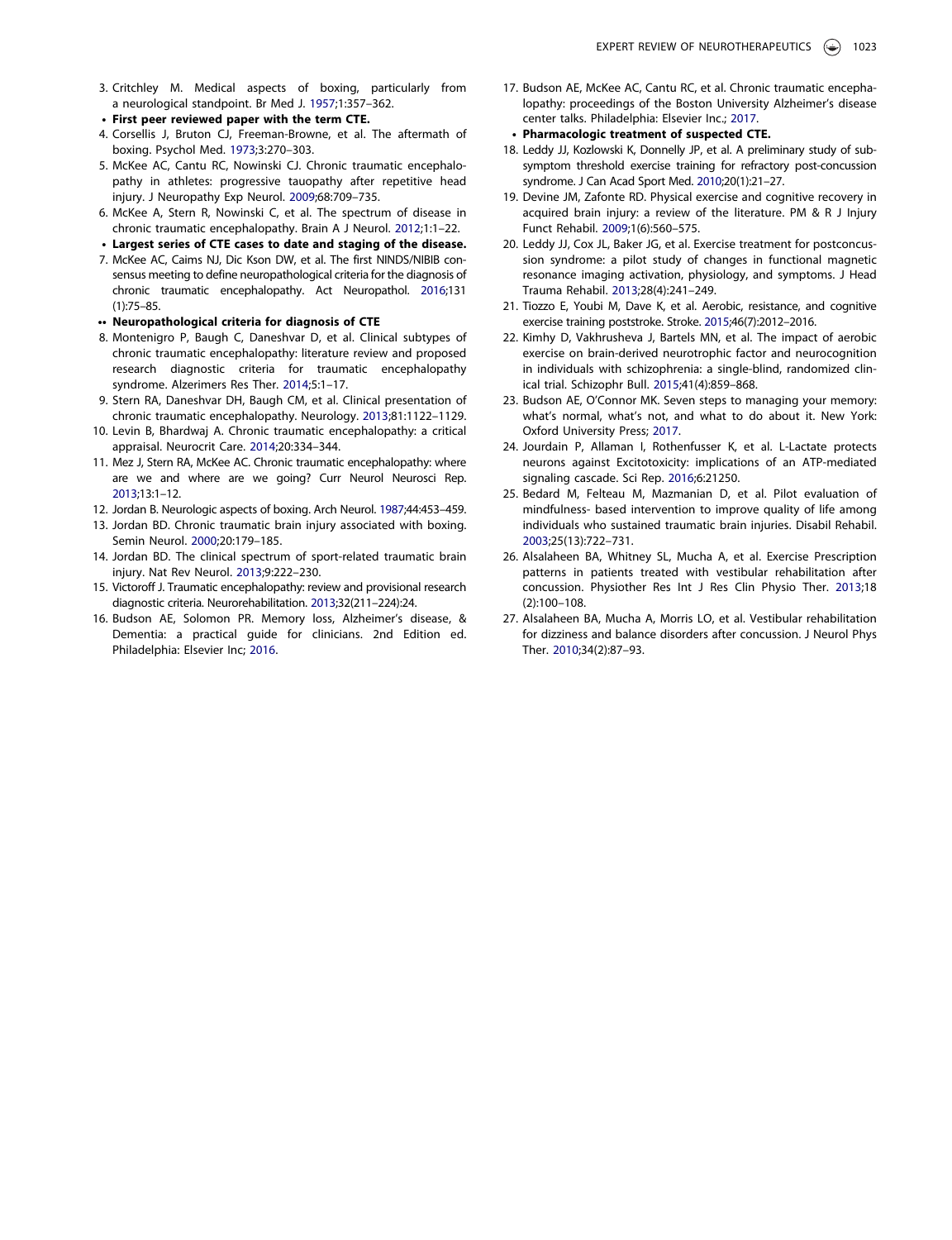3. Critchley M. Medical aspects of boxing, particularly from a neurological standpoint. Br Med J. 1957;1:357–362.
   - **First peer reviewed paper with the term CTE.**
4. Corsellis J, Bruton CJ, Freeman-Browne, et al. The aftermath of boxing. Psychol Med. 1973;3:270–303.
5. McKee AC, Cantu RC, Nowinski CJ. Chronic traumatic encephalopathy in athletes: progressive tauopathy after repetitive head injury. J Neuropathy Exp Neurol. 2009;68:709–735.
6. McKee A, Stern R, Nowinski C, et al. The spectrum of disease in chronic traumatic encephalopathy. Brain A J Neurol. 2012;1:1–22.
   - **Largest series of CTE cases to date and staging of the disease.**
7. McKee AC, Caims NJ, Dic Kson DW, et al. The first NINDS/NIBIB consensus meeting to define neuropathological criteria for the diagnosis of chronic traumatic encephalopathy. Act Neuropathol. 2016;131 (1):75–85.
   - •• **Neuropathological criteria for diagnosis of CTE**
8. Montenigro P, Baugh C, Daneshvar D, et al. Clinical subtypes of chronic traumatic encephalopathy: literature review and proposed research diagnostic criteria for traumatic encephalopathy syndrome. Alzerimers Res Ther. 2014;5:1–17.
9. Stern RA, Daneshvar DH, Baugh CM, et al. Clinical presentation of chronic traumatic encephalopathy. Neurology. 2013;81:1122–1129.
10. Levin B, Bhardwaj A. Chronic traumatic encephalopathy: a critical appraisal. Neurocrit Care. 2014;20:334–344.
11. Mez J, Stern RA, McKee AC. Chronic traumatic encephalopathy: where are we and where are we going? Curr Neurol Neurosci Rep. 2013;13:1–12.
12. Jordan B. Neurologic aspects of boxing. Arch Neurol. 1987;44:453–459.
13. Jordan BD. Chronic traumatic brain injury associated with boxing. Semin Neurol. 2000;20:179–185.
14. Jordan BD. The clinical spectrum of sport-related traumatic brain injury. Nat Rev Neurol. 2013;9:222–230.
15. Victoroff J. Traumatic encephalopathy: review and provisional research diagnostic criteria. Neurorehabilitation. 2013;32(211–224):24.
16. Budson AE, Solomon PR. Memory loss, Alzheimer's disease, & Dementia: a practical guide for clinicians. 2nd Edition ed. Philadelphia: Elsevier Inc; 2016.
17. Budson AE, McKee AC, Cantu RC, et al. Chronic traumatic encephalopathy: proceedings of the Boston University Alzheimer's disease center talks. Philadelphia: Elsevier Inc.; 2017.
   - **Pharmacologic treatment of suspected CTE.**
18. Leddy JJ, Kozlowski K, Donnelly JP, et al. A preliminary study of subsymptom threshold exercise training for refractory post-concussion syndrome. J Can Acad Sport Med. 2010;20(1):21–27.
19. Devine JM, Zafonte RD. Physical exercise and cognitive recovery in acquired brain injury: a review of the literature. PM & R J Injury Funct Rehabil. 2009;1(6):560–575.
20. Leddy JJ, Cox JL, Baker JG, et al. Exercise treatment for postconcussion syndrome: a pilot study of changes in functional magnetic resonance imaging activation, physiology, and symptoms. J Head Trauma Rehabil. 2013;28(4):241–249.
21. Tiozzo E, Youbi M, Dave K, et al. Aerobic, resistance, and cognitive exercise training poststroke. Stroke. 2015;46(7):2012–2016.
22. Kimhy D, Vakhrusheva J, Bartels MN, et al. The impact of aerobic exercise on brain-derived neurotrophic factor and neurocognition in individuals with schizophrenia: a single-blind, randomized clinical trial. Schizophr Bull. 2015;41(4):859–868.
23. Budson AE, O'Connor MK. Seven steps to managing your memory: what's normal, what's not, and what to do about it. New York: Oxford University Press; 2017.
24. Jourdain P, Allaman I, Rothenfusser K, et al. L-Lactate protects neurons against Excitotoxicity: implications of an ATP-mediated signaling cascade. Sci Rep. 2016;6:21250.
25. Bedard M, Felteau M, Mazmanian D, et al. Pilot evaluation of mindfulness- based intervention to improve quality of life among individuals who sustained traumatic brain injuries. Disabil Rehabil. 2003;25(13):722–731.
26. Alsalaheen BA, Whitney SL, Mucha A, et al. Exercise Prescription patterns in patients treated with vestibular rehabilitation after concussion. Physiother Res Int J Res Clin Physio Ther. 2013;18 (2):100–108.
27. Alsalaheen BA, Mucha A, Morris LO, et al. Vestibular rehabilitation for dizziness and balance disorders after concussion. J Neurol Phys Ther. 2010;34(2):87–93.